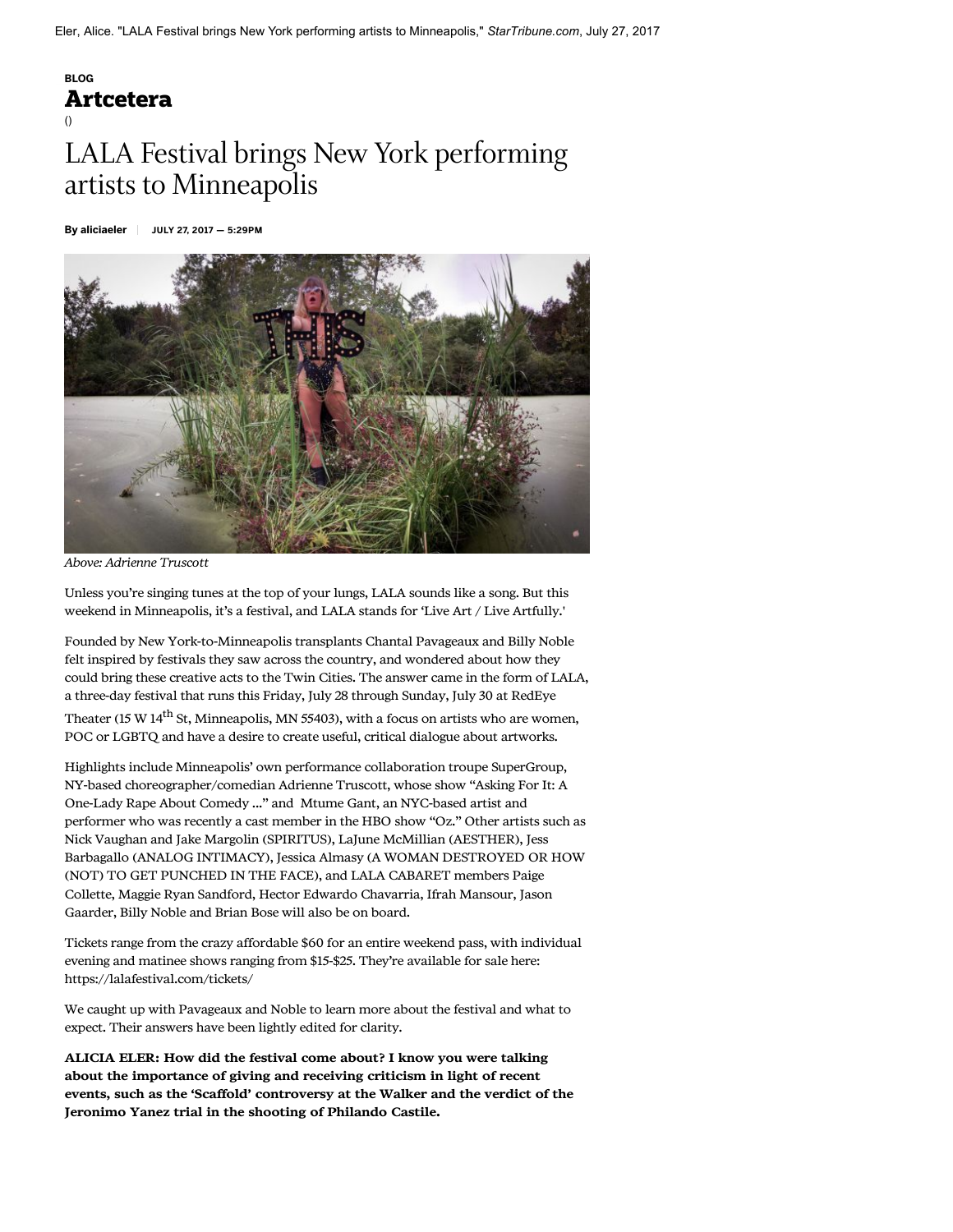Eler, Alice. "LALA Festival brings New York performing artists to Minneapolis," *StarTribune.com*, July 27, 2017

**BLOG**

## Artcetera

()

# LALA Festival brings New York performing artists to Minneapolis

**By aliciaeler** | JULY 27, 2017 — 5:29PM

*Above: Adrienne Truscott*

Unless you're singing tunes at the top of your lungs, LALA sounds like a song. But this weekend in Minneapolis, it's a festival, and LALA stands for 'Live Art / Live Artfully.'

Founded by New York-to-Minneapolis transplants Chantal Pavageaux and Billy Noble felt inspired by festivals they saw across the country, and wondered about how they could bring these creative acts to the Twin Cities. The answer came in the form of LALA, a three-day festival that runs this Friday, July 28 through Sunday, July 30 at RedEye Theater (15 W 14th St, Minneapolis, MN 55403), with a focus on artists who are women, POC or LGBTQ and have a desire to create useful, critical dialogue about artworks.

Highlights include Minneapolis' own performance collaboration troupe SuperGroup, NY-based choreographer/comedian Adrienne Truscott, whose show "Asking For It: A One-Lady Rape About Comedy ..." and Mtume Gant, an NYC-based artist and performer who was recently a cast member in the HBO show "Oz." Other artists such as Nick Vaughan and Jake Margolin (SPIRITUS), LaJune McMillian (AESTHER), Jess Barbagallo (ANALOG INTIMACY), Jessica Almasy (A WOMAN DESTROYED OR HOW (NOT) TO GET PUNCHED IN THE FACE), and LALA CABARET members Paige Collette, Maggie Ryan Sandford, Hector Edwardo Chavarria, Ifrah Mansour, Jason Gaarder, Billy Noble and Brian Bose will also be on board.

Tickets range from the crazy affordable $60 for an entire weekend pass, with individual evening and matinee shows ranging from $15-$25. They're available for sale here: https://lalafestival.com/tickets/

We caught up with Pavageaux and Noble to learn more about the festival and what to expect. Their answers have been lightly edited for clarity.

**ALICIA ELER: How did the festival come about? I know you were talking about the importance of giving and receiving criticism in light of recent events, such as the 'Scaffold' controversy at the Walker and the verdict of the Jeronimo Yanez trial in the shooting of Philando Castile.**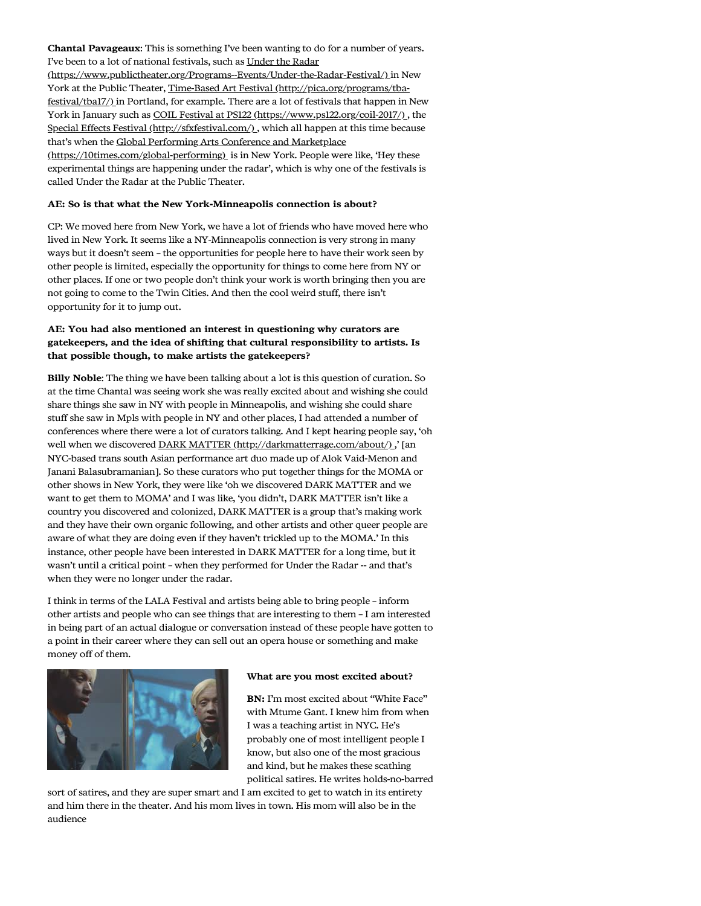**Chantal Pavageaux**: This is something I've been wanting to do for a number of years. I've been to a lot of national festivals, such as Under the Radar (https://www.publictheater.org/Programs--Events/Under-the-Radar-Festival/) in New York at the Public Theater, Time-Based Art Festival (http://pica.org/programs/tba-festival/tba17/) in Portland, for example. There are a lot of festivals that happen in New York in January such as COIL Festival at PS122 (https://www.ps122.org/coil-2017/) , the Special Effects Festival (http://sfxfestival.com/) , which all happen at this time because that's when the Global Performing Arts Conference and Marketplace (https://10times.com/global-performing) is in New York. People were like, 'Hey these experimental things are happening under the radar', which is why one of the festivals is called Under the Radar at the Public Theater.

**AE: So is that what the New York-Minneapolis connection is about?**

CP: We moved here from New York, we have a lot of friends who have moved here who lived in New York. It seems like a NY-Minneapolis connection is very strong in many ways but it doesn't seem – the opportunities for people here to have their work seen by other people is limited, especially the opportunity for things to come here from NY or other places. If one or two people don't think your work is worth bringing then you are not going to come to the Twin Cities. And then the cool weird stuff, there isn't opportunity for it to jump out.

**AE: You had also mentioned an interest in questioning why curators are gatekeepers, and the idea of shifting that cultural responsibility to artists. Is that possible though, to make artists the gatekeepers?**

**Billy Noble**: The thing we have been talking about a lot is this question of curation. So at the time Chantal was seeing work she was really excited about and wishing she could share things she saw in NY with people in Minneapolis, and wishing she could share stuff she saw in Mpls with people in NY and other places, I had attended a number of conferences where there were a lot of curators talking. And I kept hearing people say, 'oh well when we discovered DARK MATTER (http://darkmatterrage.com/about/) ,' [an NYC-based trans south Asian performance art duo made up of Alok Vaid-Menon and Janani Balasubramanian]. So these curators who put together things for the MOMA or other shows in New York, they were like 'oh we discovered DARK MATTER and we want to get them to MOMA' and I was like, 'you didn't, DARK MATTER isn't like a country you discovered and colonized, DARK MATTER is a group that's making work and they have their own organic following, and other artists and other queer people are aware of what they are doing even if they haven't trickled up to the MOMA.' In this instance, other people have been interested in DARK MATTER for a long time, but it wasn't until a critical point – when they performed for Under the Radar -- and that's when they were no longer under the radar.

I think in terms of the LALA Festival and artists being able to bring people – inform other artists and people who can see things that are interesting to them – I am interested in being part of an actual dialogue or conversation instead of these people have gotten to a point in their career where they can sell out an opera house or something and make money off of them.

**What are you most excited about?**

**BN:** I'm most excited about "White Face" with Mtume Gant. I knew him from when I was a teaching artist in NYC. He's probably one of most intelligent people I know, but also one of the most gracious and kind, but he makes these scathing political satires. He writes holds-no-barred sort of satires, and they are super smart and I am excited to get to watch in its entirety and him there in the theater. And his mom lives in town. His mom will also be in the audience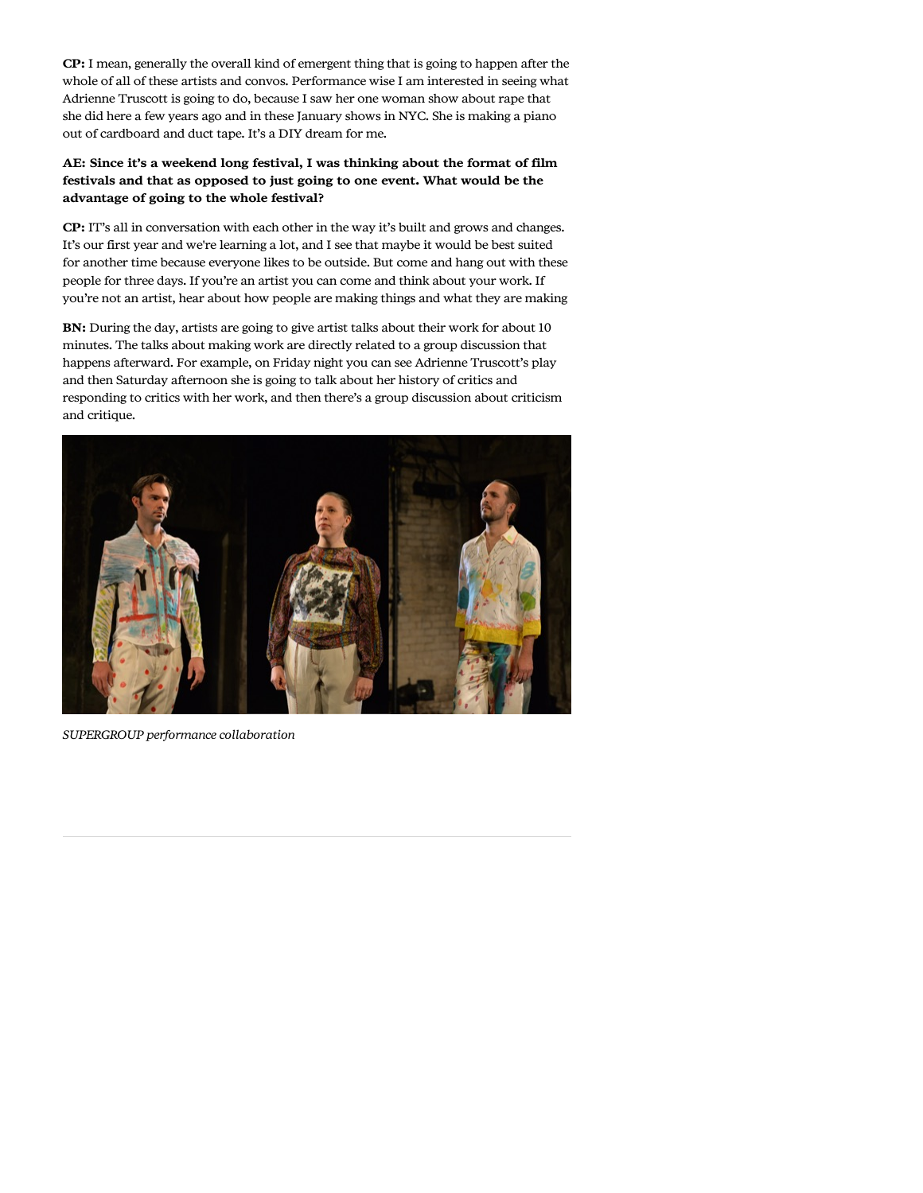**CP:** I mean, generally the overall kind of emergent thing that is going to happen after the whole of all of these artists and convos. Performance wise I am interested in seeing what Adrienne Truscott is going to do, because I saw her one woman show about rape that she did here a few years ago and in these January shows in NYC. She is making a piano out of cardboard and duct tape. It's a DIY dream for me.

**AE: Since it's a weekend long festival, I was thinking about the format of film festivals and that as opposed to just going to one event. What would be the advantage of going to the whole festival?**

**CP:** IT's all in conversation with each other in the way it's built and grows and changes. It's our first year and we're learning a lot, and I see that maybe it would be best suited for another time because everyone likes to be outside. But come and hang out with these people for three days. If you're an artist you can come and think about your work. If you're not an artist, hear about how people are making things and what they are making

**BN:** During the day, artists are going to give artist talks about their work for about 10 minutes. The talks about making work are directly related to a group discussion that happens afterward. For example, on Friday night you can see Adrienne Truscott's play and then Saturday afternoon she is going to talk about her history of critics and responding to critics with her work, and then there's a group discussion about criticism and critique.

*SUPERGROUP performance collaboration*